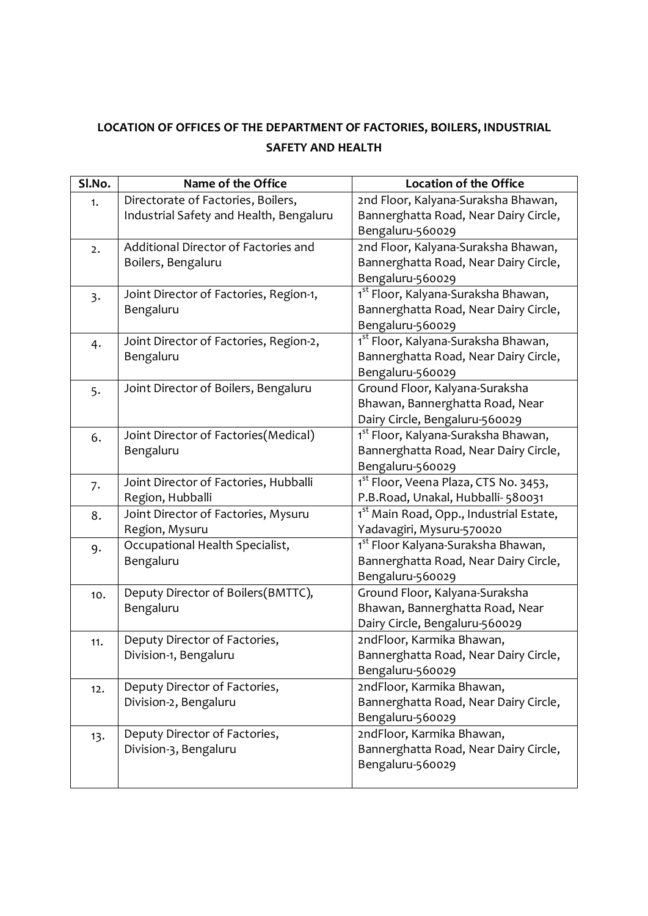# LOCATION OF OFFICES OF THE DEPARTMENT OF FACTORIES, BOILERS, INDUSTRIAL SAFETY AND HEALTH

| Sl.No. | Name of the Office | Location of the Office |
|---|---|---|
| 1. | Directorate of Factories, Boilers, Industrial Safety and Health, Bengaluru | 2nd Floor, Kalyana-Suraksha Bhawan, Bannerghatta Road, Near Dairy Circle, Bengaluru-560029 |
| 2. | Additional Director of Factories and Boilers, Bengaluru | 2nd Floor, Kalyana-Suraksha Bhawan, Bannerghatta Road, Near Dairy Circle, Bengaluru-560029 |
| 3. | Joint Director of Factories, Region-1, Bengaluru | 1st Floor, Kalyana-Suraksha Bhawan, Bannerghatta Road, Near Dairy Circle, Bengaluru-560029 |
| 4. | Joint Director of Factories, Region-2, Bengaluru | 1st Floor, Kalyana-Suraksha Bhawan, Bannerghatta Road, Near Dairy Circle, Bengaluru-560029 |
| 5. | Joint Director of Boilers, Bengaluru | Ground Floor, Kalyana-Suraksha Bhawan, Bannerghatta Road, Near Dairy Circle, Bengaluru-560029 |
| 6. | Joint Director of Factories(Medical) Bengaluru | 1st Floor, Kalyana-Suraksha Bhawan, Bannerghatta Road, Near Dairy Circle, Bengaluru-560029 |
| 7. | Joint Director of Factories, Hubballi Region, Hubballi | 1st Floor, Veena Plaza, CTS No. 3453, P.B.Road, Unakal, Hubballi- 580031 |
| 8. | Joint Director of Factories, Mysuru Region, Mysuru | 1st Main Road, Opp., Industrial Estate, Yadavagiri, Mysuru-570020 |
| 9. | Occupational Health Specialist, Bengaluru | 1st Floor Kalyana-Suraksha Bhawan, Bannerghatta Road, Near Dairy Circle, Bengaluru-560029 |
| 10. | Deputy Director of Boilers(BMTTC), Bengaluru | Ground Floor, Kalyana-Suraksha Bhawan, Bannerghatta Road, Near Dairy Circle, Bengaluru-560029 |
| 11. | Deputy Director of Factories, Division-1, Bengaluru | 2ndFloor, Karmika Bhawan, Bannerghatta Road, Near Dairy Circle, Bengaluru-560029 |
| 12. | Deputy Director of Factories, Division-2, Bengaluru | 2ndFloor, Karmika Bhawan, Bannerghatta Road, Near Dairy Circle, Bengaluru-560029 |
| 13. | Deputy Director of Factories, Division-3, Bengaluru | 2ndFloor, Karmika Bhawan, Bannerghatta Road, Near Dairy Circle, Bengaluru-560029 |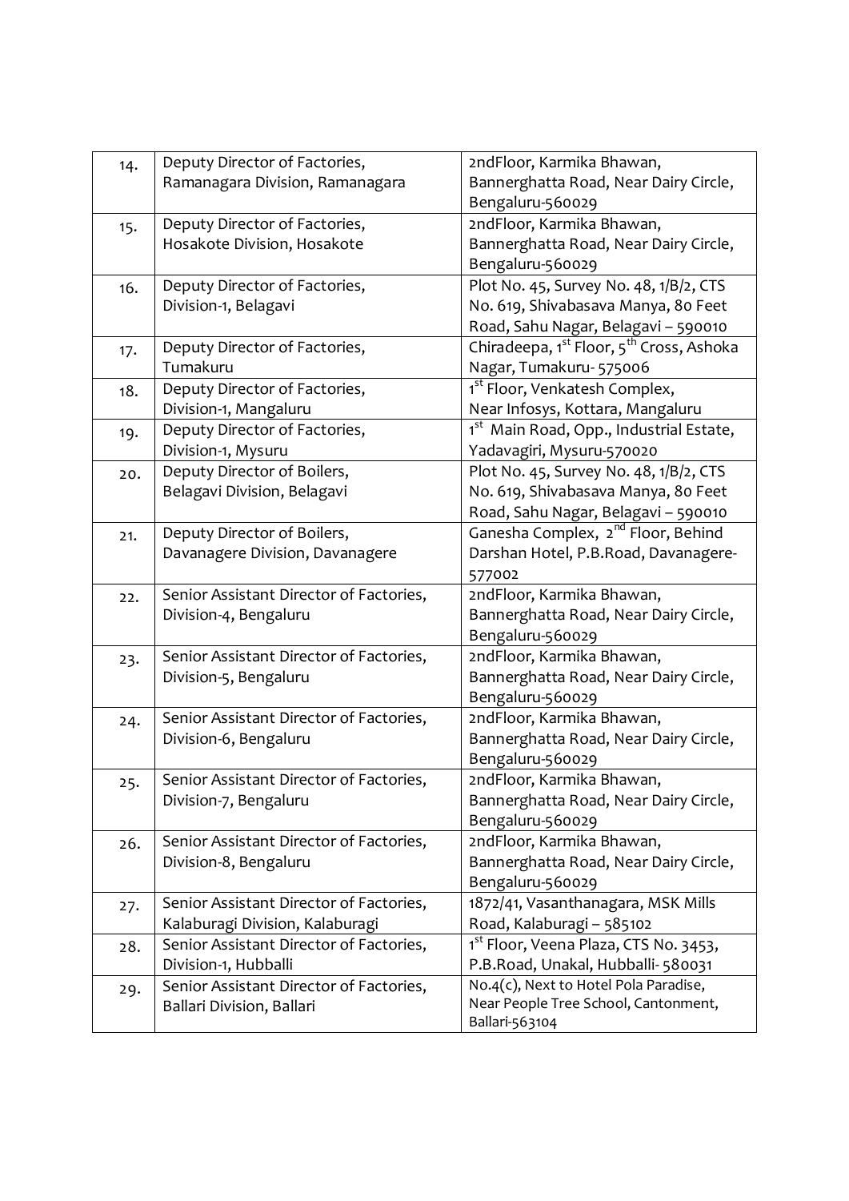| 14. | Deputy Director of Factories, Ramanagara Division, Ramanagara | 2ndFloor, Karmika Bhawan, Bannerghatta Road, Near Dairy Circle, Bengaluru-560029 |
|---|---|---|
| 15. | Deputy Director of Factories, Hosakote Division, Hosakote | 2ndFloor, Karmika Bhawan, Bannerghatta Road, Near Dairy Circle, Bengaluru-560029 |
| 16. | Deputy Director of Factories, Division-1, Belagavi | Plot No. 45, Survey No. 48, 1/B/2, CTS No. 619, Shivabasava Manya, 80 Feet Road, Sahu Nagar, Belagavi – 590010 |
| 17. | Deputy Director of Factories, Tumakuru | Chiradeepa, 1st Floor, 5th Cross, Ashoka Nagar, Tumakuru- 575006 |
| 18. | Deputy Director of Factories, Division-1, Mangaluru | 1st Floor, Venkatesh Complex, Near Infosys, Kottara, Mangaluru |
| 19. | Deputy Director of Factories, Division-1, Mysuru | 1st Main Road, Opp., Industrial Estate, Yadavagiri, Mysuru-570020 |
| 20. | Deputy Director of Boilers, Belagavi Division, Belagavi | Plot No. 45, Survey No. 48, 1/B/2, CTS No. 619, Shivabasava Manya, 80 Feet Road, Sahu Nagar, Belagavi – 590010 |
| 21. | Deputy Director of Boilers, Davanagere Division, Davanagere | Ganesha Complex, 2nd Floor, Behind Darshan Hotel, P.B.Road, Davanagere-577002 |
| 22. | Senior Assistant Director of Factories, Division-4, Bengaluru | 2ndFloor, Karmika Bhawan, Bannerghatta Road, Near Dairy Circle, Bengaluru-560029 |
| 23. | Senior Assistant Director of Factories, Division-5, Bengaluru | 2ndFloor, Karmika Bhawan, Bannerghatta Road, Near Dairy Circle, Bengaluru-560029 |
| 24. | Senior Assistant Director of Factories, Division-6, Bengaluru | 2ndFloor, Karmika Bhawan, Bannerghatta Road, Near Dairy Circle, Bengaluru-560029 |
| 25. | Senior Assistant Director of Factories, Division-7, Bengaluru | 2ndFloor, Karmika Bhawan, Bannerghatta Road, Near Dairy Circle, Bengaluru-560029 |
| 26. | Senior Assistant Director of Factories, Division-8, Bengaluru | 2ndFloor, Karmika Bhawan, Bannerghatta Road, Near Dairy Circle, Bengaluru-560029 |
| 27. | Senior Assistant Director of Factories, Kalaburagi Division, Kalaburagi | 1872/41, Vasanthanagara, MSK Mills Road, Kalaburagi – 585102 |
| 28. | Senior Assistant Director of Factories, Division-1, Hubballi | 1st Floor, Veena Plaza, CTS No. 3453, P.B.Road, Unakal, Hubballi- 580031 |
| 29. | Senior Assistant Director of Factories, Ballari Division, Ballari | No.4(c), Next to Hotel Pola Paradise, Near People Tree School, Cantonment, Ballari-563104 |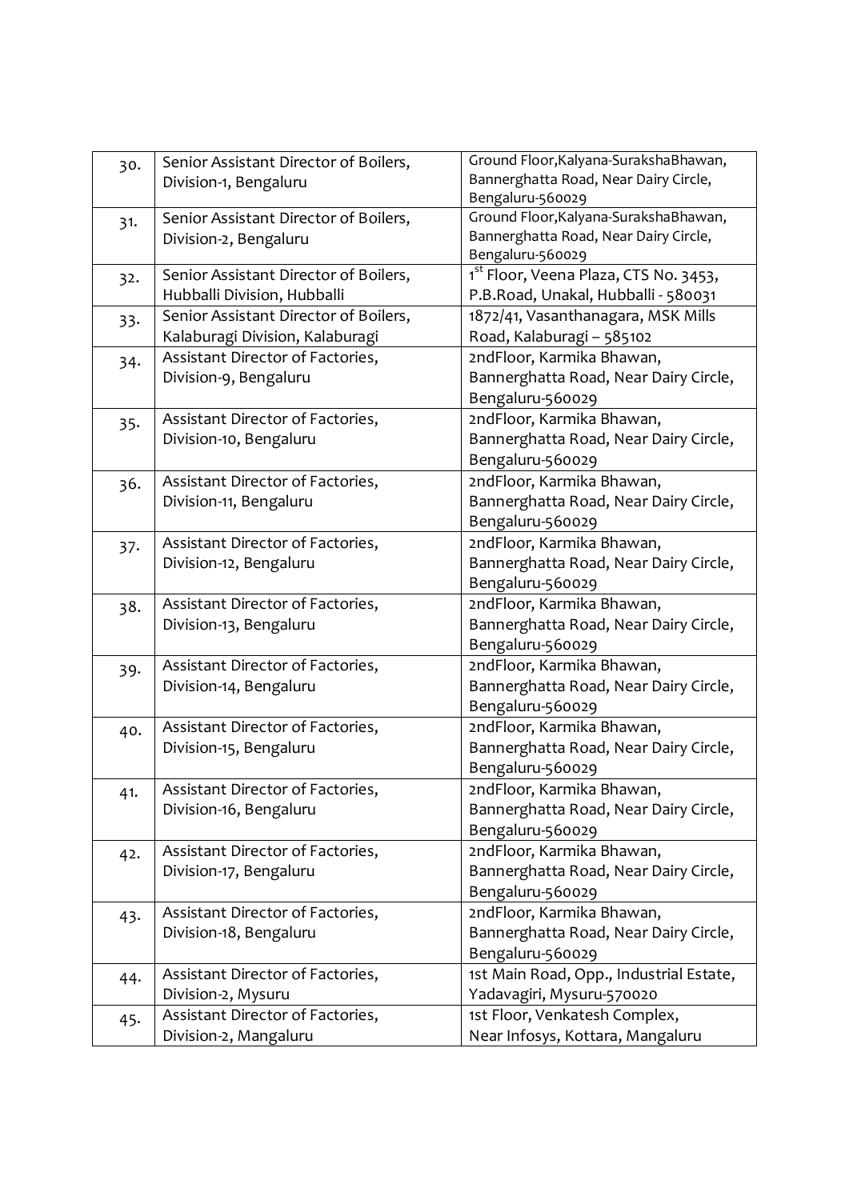| 30. | Senior Assistant Director of Boilers, Division-1, Bengaluru | Ground Floor,Kalyana-SurakshaBhawan, Bannerghatta Road, Near Dairy Circle, Bengaluru-560029 |
|---|---|---|
| 31. | Senior Assistant Director of Boilers, Division-2, Bengaluru | Ground Floor,Kalyana-SurakshaBhawan, Bannerghatta Road, Near Dairy Circle, Bengaluru-560029 |
| 32. | Senior Assistant Director of Boilers, Hubballi Division, Hubballi | 1st Floor, Veena Plaza, CTS No. 3453, P.B.Road, Unakal, Hubballi - 580031 |
| 33. | Senior Assistant Director of Boilers, Kalaburagi Division, Kalaburagi | 1872/41, Vasanthanagara, MSK Mills Road, Kalaburagi – 585102 |
| 34. | Assistant Director of Factories, Division-9, Bengaluru | 2ndFloor, Karmika Bhawan, Bannerghatta Road, Near Dairy Circle, Bengaluru-560029 |
| 35. | Assistant Director of Factories, Division-10, Bengaluru | 2ndFloor, Karmika Bhawan, Bannerghatta Road, Near Dairy Circle, Bengaluru-560029 |
| 36. | Assistant Director of Factories, Division-11, Bengaluru | 2ndFloor, Karmika Bhawan, Bannerghatta Road, Near Dairy Circle, Bengaluru-560029 |
| 37. | Assistant Director of Factories, Division-12, Bengaluru | 2ndFloor, Karmika Bhawan, Bannerghatta Road, Near Dairy Circle, Bengaluru-560029 |
| 38. | Assistant Director of Factories, Division-13, Bengaluru | 2ndFloor, Karmika Bhawan, Bannerghatta Road, Near Dairy Circle, Bengaluru-560029 |
| 39. | Assistant Director of Factories, Division-14, Bengaluru | 2ndFloor, Karmika Bhawan, Bannerghatta Road, Near Dairy Circle, Bengaluru-560029 |
| 40. | Assistant Director of Factories, Division-15, Bengaluru | 2ndFloor, Karmika Bhawan, Bannerghatta Road, Near Dairy Circle, Bengaluru-560029 |
| 41. | Assistant Director of Factories, Division-16, Bengaluru | 2ndFloor, Karmika Bhawan, Bannerghatta Road, Near Dairy Circle, Bengaluru-560029 |
| 42. | Assistant Director of Factories, Division-17, Bengaluru | 2ndFloor, Karmika Bhawan, Bannerghatta Road, Near Dairy Circle, Bengaluru-560029 |
| 43. | Assistant Director of Factories, Division-18, Bengaluru | 2ndFloor, Karmika Bhawan, Bannerghatta Road, Near Dairy Circle, Bengaluru-560029 |
| 44. | Assistant Director of Factories, Division-2, Mysuru | 1st Main Road, Opp., Industrial Estate, Yadavagiri, Mysuru-570020 |
| 45. | Assistant Director of Factories, Division-2, Mangaluru | 1st Floor, Venkatesh Complex, Near Infosys, Kottara, Mangaluru |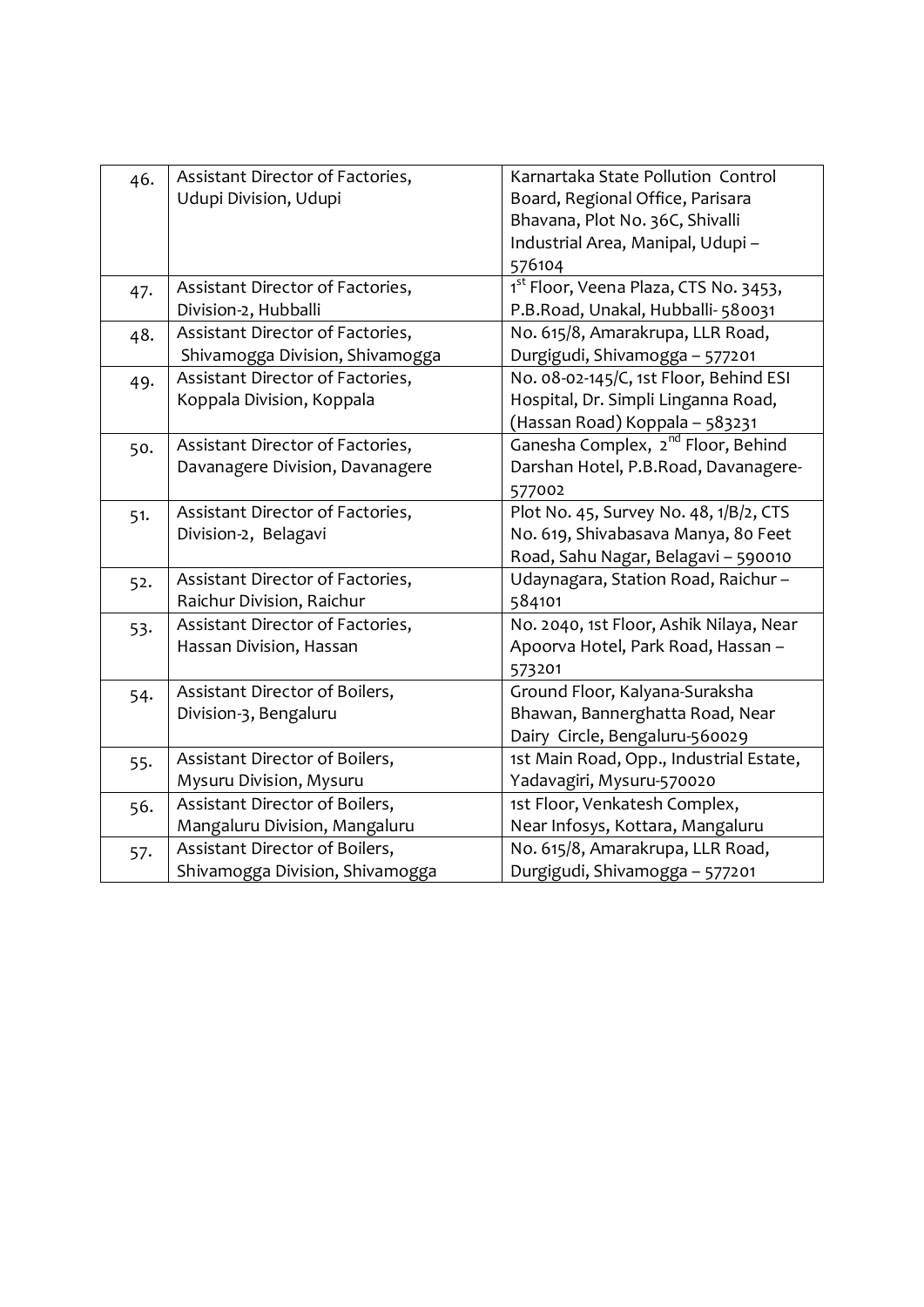| | | |
|---|---|---|
| 46. | Assistant Director of Factories, Udupi Division, Udupi | Karnartaka State Pollution Control Board, Regional Office, Parisara Bhavana, Plot No. 36C, Shivalli Industrial Area, Manipal, Udupi – 576104 |
| 47. | Assistant Director of Factories, Division-2, Hubballi | 1st Floor, Veena Plaza, CTS No. 3453, P.B.Road, Unakal, Hubballi- 580031 |
| 48. | Assistant Director of Factories, Shivamogga Division, Shivamogga | No. 615/8, Amarakrupa, LLR Road, Durgigudi, Shivamogga – 577201 |
| 49. | Assistant Director of Factories, Koppala Division, Koppala | No. 08-02-145/C, 1st Floor, Behind ESI Hospital, Dr. Simpli Linganna Road, (Hassan Road) Koppala – 583231 |
| 50. | Assistant Director of Factories, Davanagere Division, Davanagere | Ganesha Complex, 2nd Floor, Behind Darshan Hotel, P.B.Road, Davanagere-577002 |
| 51. | Assistant Director of Factories, Division-2, Belagavi | Plot No. 45, Survey No. 48, 1/B/2, CTS No. 619, Shivabasava Manya, 80 Feet Road, Sahu Nagar, Belagavi – 590010 |
| 52. | Assistant Director of Factories, Raichur Division, Raichur | Udaynagara, Station Road, Raichur – 584101 |
| 53. | Assistant Director of Factories, Hassan Division, Hassan | No. 2040, 1st Floor, Ashik Nilaya, Near Apoorva Hotel, Park Road, Hassan – 573201 |
| 54. | Assistant Director of Boilers, Division-3, Bengaluru | Ground Floor, Kalyana-Suraksha Bhawan, Bannerghatta Road, Near Dairy Circle, Bengaluru-560029 |
| 55. | Assistant Director of Boilers, Mysuru Division, Mysuru | 1st Main Road, Opp., Industrial Estate, Yadavagiri, Mysuru-570020 |
| 56. | Assistant Director of Boilers, Mangaluru Division, Mangaluru | 1st Floor, Venkatesh Complex, Near Infosys, Kottara, Mangaluru |
| 57. | Assistant Director of Boilers, Shivamogga Division, Shivamogga | No. 615/8, Amarakrupa, LLR Road, Durgigudi, Shivamogga – 577201 |